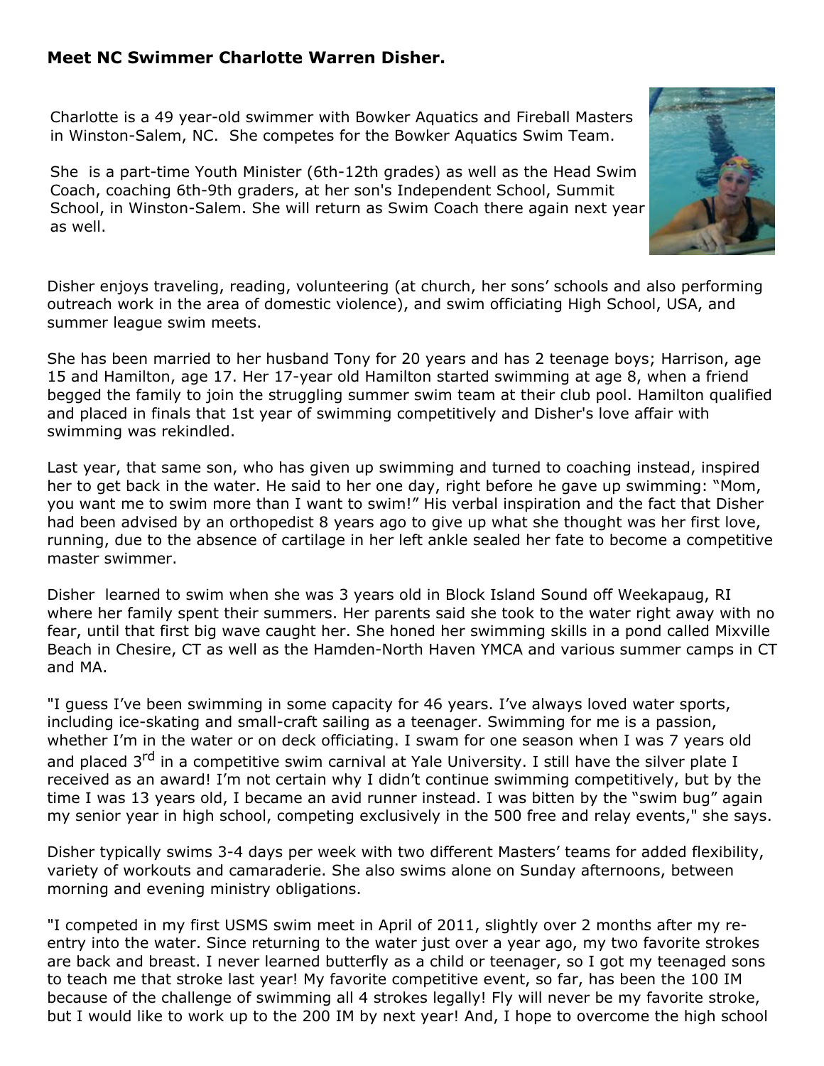**Meet NC Swimmer Charlotte Warren Disher.**

Charlotte is a 49 year-old swimmer with Bowker Aquatics and Fireball Masters in Winston-Salem, NC. She competes for the Bowker Aquatics Swim Team.

She is a part-time Youth Minister (6th-12th grades) as well as the Head Swim Coach, coaching 6th-9th graders, at her son's Independent School, Summit School, in Winston-Salem. She will return as Swim Coach there again next year as well.

Disher enjoys traveling, reading, volunteering (at church, her sons' schools and also performing outreach work in the area of domestic violence), and swim officiating High School, USA, and summer league swim meets.

She has been married to her husband Tony for 20 years and has 2 teenage boys; Harrison, age 15 and Hamilton, age 17. Her 17-year old Hamilton started swimming at age 8, when a friend begged the family to join the struggling summer swim team at their club pool. Hamilton qualified and placed in finals that 1st year of swimming competitively and Disher's love affair with swimming was rekindled.

Last year, that same son, who has given up swimming and turned to coaching instead, inspired her to get back in the water. He said to her one day, right before he gave up swimming: "Mom, you want me to swim more than I want to swim!" His verbal inspiration and the fact that Disher had been advised by an orthopedist 8 years ago to give up what she thought was her first love, running, due to the absence of cartilage in her left ankle sealed her fate to become a competitive master swimmer.

Disher learned to swim when she was 3 years old in Block Island Sound off Weekapaug, RI where her family spent their summers. Her parents said she took to the water right away with no fear, until that first big wave caught her. She honed her swimming skills in a pond called Mixville Beach in Chesire, CT as well as the Hamden-North Haven YMCA and various summer camps in CT and MA.

"I guess I've been swimming in some capacity for 46 years. I've always loved water sports, including ice-skating and small-craft sailing as a teenager. Swimming for me is a passion, whether I'm in the water or on deck officiating. I swam for one season when I was 7 years old and placed 3rd in a competitive swim carnival at Yale University. I still have the silver plate I received as an award! I'm not certain why I didn't continue swimming competitively, but by the time I was 13 years old, I became an avid runner instead. I was bitten by the "swim bug" again my senior year in high school, competing exclusively in the 500 free and relay events," she says.

Disher typically swims 3-4 days per week with two different Masters' teams for added flexibility, variety of workouts and camaraderie. She also swims alone on Sunday afternoons, between morning and evening ministry obligations.

"I competed in my first USMS swim meet in April of 2011, slightly over 2 months after my re-entry into the water. Since returning to the water just over a year ago, my two favorite strokes are back and breast. I never learned butterfly as a child or teenager, so I got my teenaged sons to teach me that stroke last year! My favorite competitive event, so far, has been the 100 IM because of the challenge of swimming all 4 strokes legally! Fly will never be my favorite stroke, but I would like to work up to the 200 IM by next year! And, I hope to overcome the high school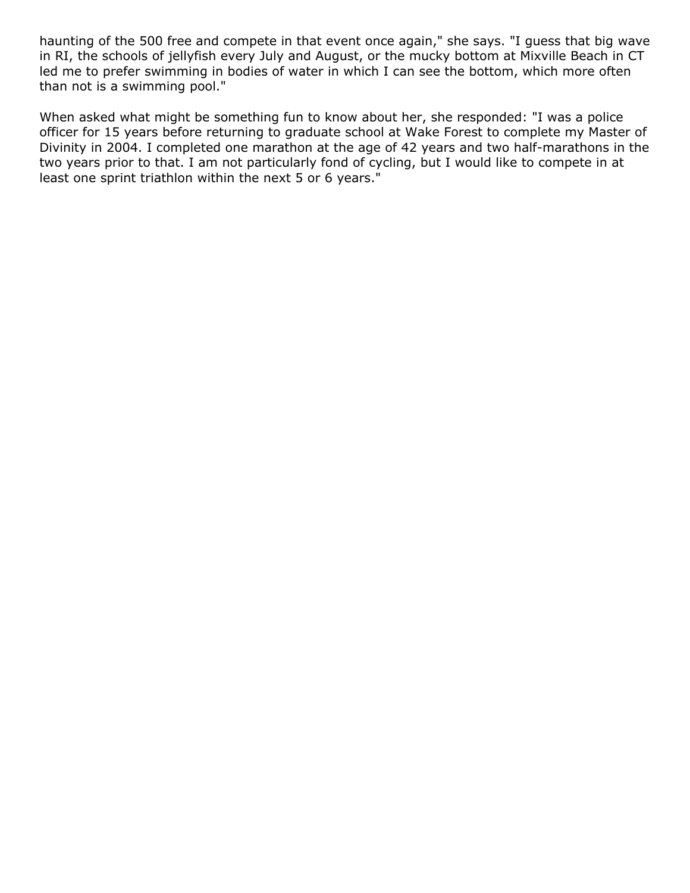haunting of the 500 free and compete in that event once again," she says. "I guess that big wave in RI, the schools of jellyfish every July and August, or the mucky bottom at Mixville Beach in CT led me to prefer swimming in bodies of water in which I can see the bottom, which more often than not is a swimming pool."

When asked what might be something fun to know about her, she responded: "I was a police officer for 15 years before returning to graduate school at Wake Forest to complete my Master of Divinity in 2004. I completed one marathon at the age of 42 years and two half-marathons in the two years prior to that. I am not particularly fond of cycling, but I would like to compete in at least one sprint triathlon within the next 5 or 6 years."